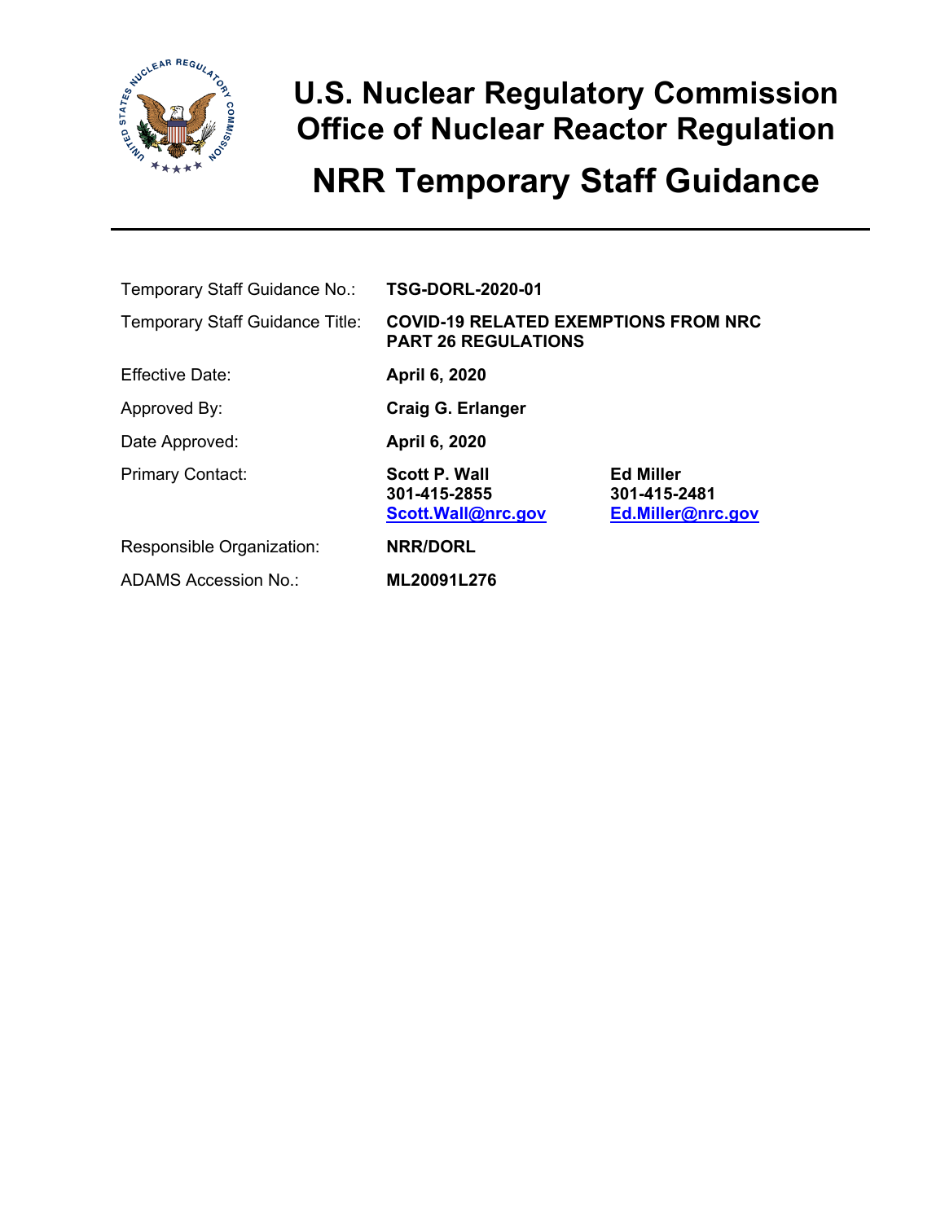# U.S. Nuclear Regulatory Commission
# Office of Nuclear Reactor Regulation

# NRR Temporary Staff Guidance

| | | |
|---|---|---|
| Temporary Staff Guidance No.: | **TSG-DORL-2020-01** | |
| Temporary Staff Guidance Title: | **COVID-19 RELATED EXEMPTIONS FROM NRC PART 26 REGULATIONS** | |
| Effective Date: | **April 6, 2020** | |
| Approved By: | **Craig G. Erlanger** | |
| Date Approved: | **April 6, 2020** | |
| Primary Contact: | **Scott P. Wall**<br>**301-415-2855**<br>**Scott.Wall@nrc.gov** | **Ed Miller**<br>**301-415-2481**<br>**Ed.Miller@nrc.gov** |
| Responsible Organization: | **NRR/DORL** | |
| ADAMS Accession No.: | **ML20091L276** | |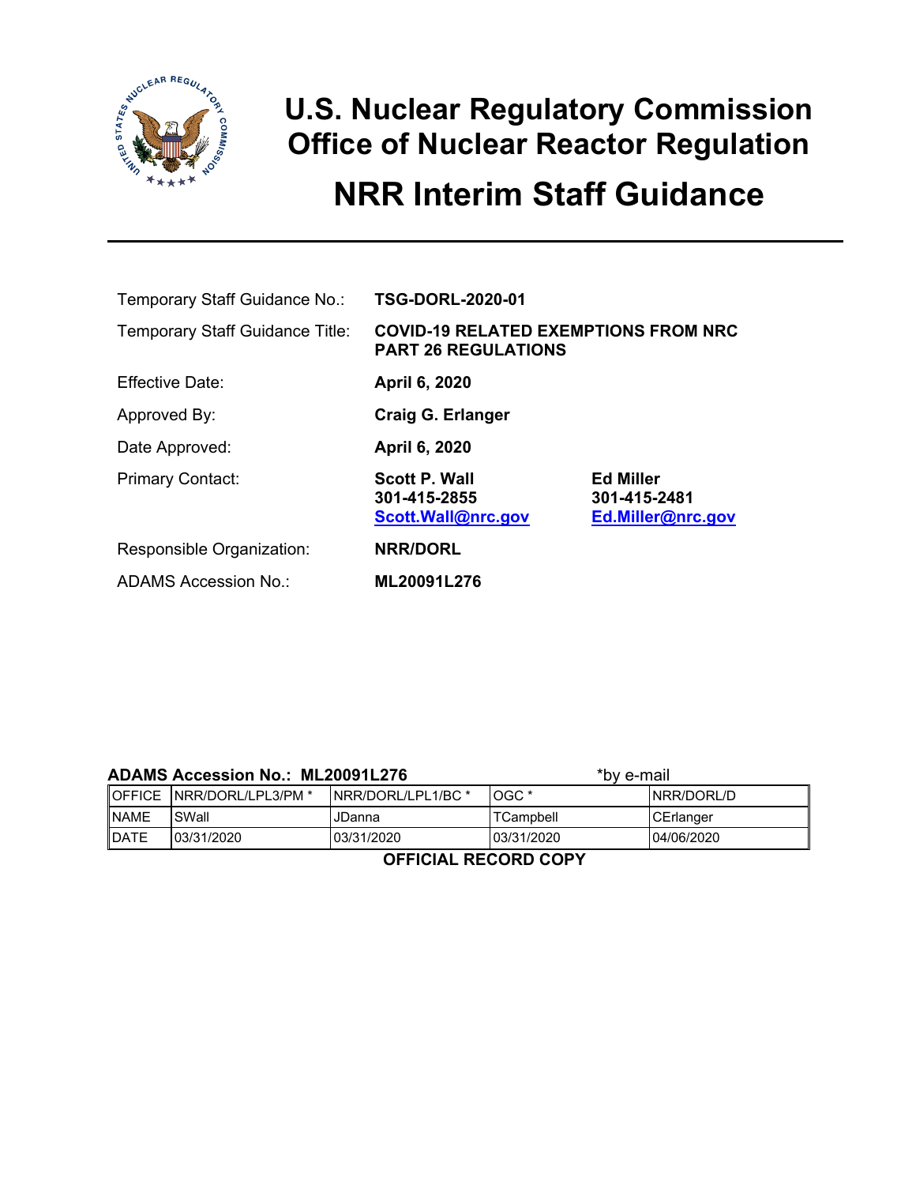# U.S. Nuclear Regulatory Commission
# Office of Nuclear Reactor Regulation

# NRR Interim Staff Guidance

| | | |
|---|---|---|
| Temporary Staff Guidance No.: | **TSG-DORL-2020-01** | |
| Temporary Staff Guidance Title: | **COVID-19 RELATED EXEMPTIONS FROM NRC PART 26 REGULATIONS** | |
| Effective Date: | **April 6, 2020** | |
| Approved By: | **Craig G. Erlanger** | |
| Date Approved: | **April 6, 2020** | |
| Primary Contact: | **Scott P. Wall**<br>**301-415-2855**<br>**Scott.Wall@nrc.gov** | **Ed Miller**<br>**301-415-2481**<br>**Ed.Miller@nrc.gov** |
| Responsible Organization: | **NRR/DORL** | |
| ADAMS Accession No.: | **ML20091L276** | |

**ADAMS Accession No.: ML20091L276** *by e-mail

| OFFICE | NRR/DORL/LPL3/PM * | NRR/DORL/LPL1/BC * | OGC * | NRR/DORL/D |
|---|---|---|---|---|
| NAME | SWall | JDanna | TCampbell | CErlanger |
| DATE | 03/31/2020 | 03/31/2020 | 03/31/2020 | 04/06/2020 |

**OFFICIAL RECORD COPY**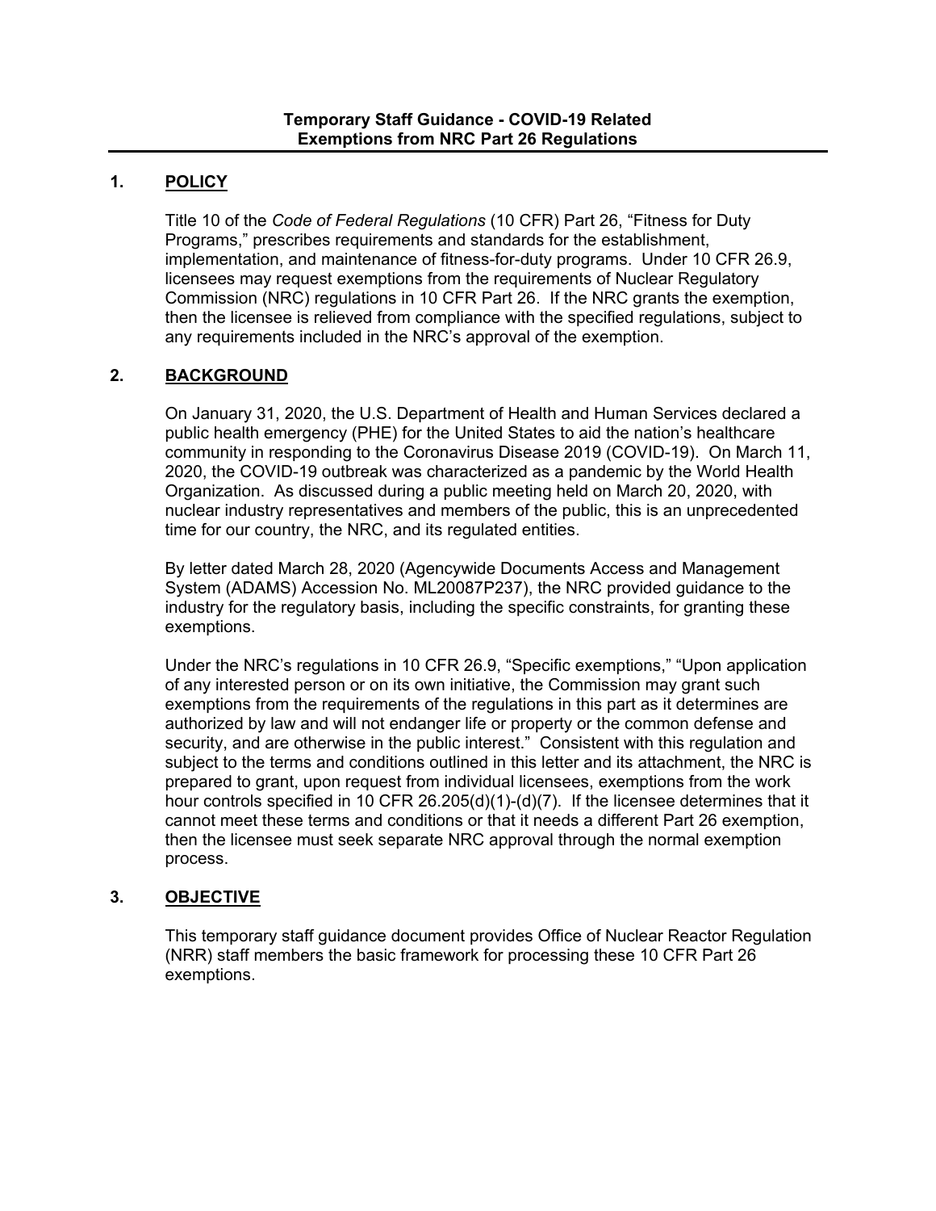**Temporary Staff Guidance - COVID-19 Related Exemptions from NRC Part 26 Regulations**

## 1. POLICY

Title 10 of the *Code of Federal Regulations* (10 CFR) Part 26, "Fitness for Duty Programs," prescribes requirements and standards for the establishment, implementation, and maintenance of fitness-for-duty programs. Under 10 CFR 26.9, licensees may request exemptions from the requirements of Nuclear Regulatory Commission (NRC) regulations in 10 CFR Part 26. If the NRC grants the exemption, then the licensee is relieved from compliance with the specified regulations, subject to any requirements included in the NRC's approval of the exemption.

## 2. BACKGROUND

On January 31, 2020, the U.S. Department of Health and Human Services declared a public health emergency (PHE) for the United States to aid the nation's healthcare community in responding to the Coronavirus Disease 2019 (COVID-19). On March 11, 2020, the COVID-19 outbreak was characterized as a pandemic by the World Health Organization. As discussed during a public meeting held on March 20, 2020, with nuclear industry representatives and members of the public, this is an unprecedented time for our country, the NRC, and its regulated entities.

By letter dated March 28, 2020 (Agencywide Documents Access and Management System (ADAMS) Accession No. ML20087P237), the NRC provided guidance to the industry for the regulatory basis, including the specific constraints, for granting these exemptions.

Under the NRC's regulations in 10 CFR 26.9, "Specific exemptions," "Upon application of any interested person or on its own initiative, the Commission may grant such exemptions from the requirements of the regulations in this part as it determines are authorized by law and will not endanger life or property or the common defense and security, and are otherwise in the public interest." Consistent with this regulation and subject to the terms and conditions outlined in this letter and its attachment, the NRC is prepared to grant, upon request from individual licensees, exemptions from the work hour controls specified in 10 CFR 26.205(d)(1)-(d)(7). If the licensee determines that it cannot meet these terms and conditions or that it needs a different Part 26 exemption, then the licensee must seek separate NRC approval through the normal exemption process.

## 3. OBJECTIVE

This temporary staff guidance document provides Office of Nuclear Reactor Regulation (NRR) staff members the basic framework for processing these 10 CFR Part 26 exemptions.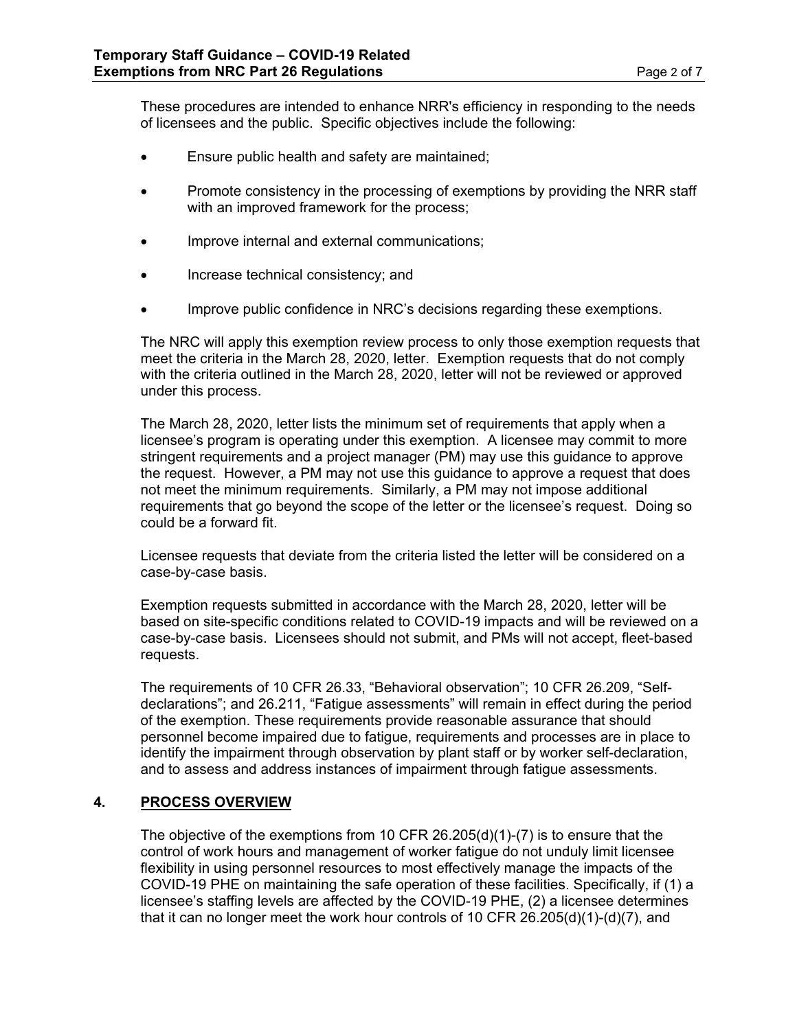These procedures are intended to enhance NRR's efficiency in responding to the needs of licensees and the public. Specific objectives include the following:

- Ensure public health and safety are maintained;
- Promote consistency in the processing of exemptions by providing the NRR staff with an improved framework for the process;
- Improve internal and external communications;
- Increase technical consistency; and
- Improve public confidence in NRC's decisions regarding these exemptions.

The NRC will apply this exemption review process to only those exemption requests that meet the criteria in the March 28, 2020, letter. Exemption requests that do not comply with the criteria outlined in the March 28, 2020, letter will not be reviewed or approved under this process.

The March 28, 2020, letter lists the minimum set of requirements that apply when a licensee's program is operating under this exemption. A licensee may commit to more stringent requirements and a project manager (PM) may use this guidance to approve the request. However, a PM may not use this guidance to approve a request that does not meet the minimum requirements. Similarly, a PM may not impose additional requirements that go beyond the scope of the letter or the licensee's request. Doing so could be a forward fit.

Licensee requests that deviate from the criteria listed the letter will be considered on a case-by-case basis.

Exemption requests submitted in accordance with the March 28, 2020, letter will be based on site-specific conditions related to COVID-19 impacts and will be reviewed on a case-by-case basis. Licensees should not submit, and PMs will not accept, fleet-based requests.

The requirements of 10 CFR 26.33, "Behavioral observation"; 10 CFR 26.209, "Self-declarations"; and 26.211, "Fatigue assessments" will remain in effect during the period of the exemption. These requirements provide reasonable assurance that should personnel become impaired due to fatigue, requirements and processes are in place to identify the impairment through observation by plant staff or by worker self-declaration, and to assess and address instances of impairment through fatigue assessments.

## 4. PROCESS OVERVIEW

The objective of the exemptions from 10 CFR 26.205(d)(1)-(7) is to ensure that the control of work hours and management of worker fatigue do not unduly limit licensee flexibility in using personnel resources to most effectively manage the impacts of the COVID-19 PHE on maintaining the safe operation of these facilities. Specifically, if (1) a licensee's staffing levels are affected by the COVID-19 PHE, (2) a licensee determines that it can no longer meet the work hour controls of 10 CFR 26.205(d)(1)-(d)(7), and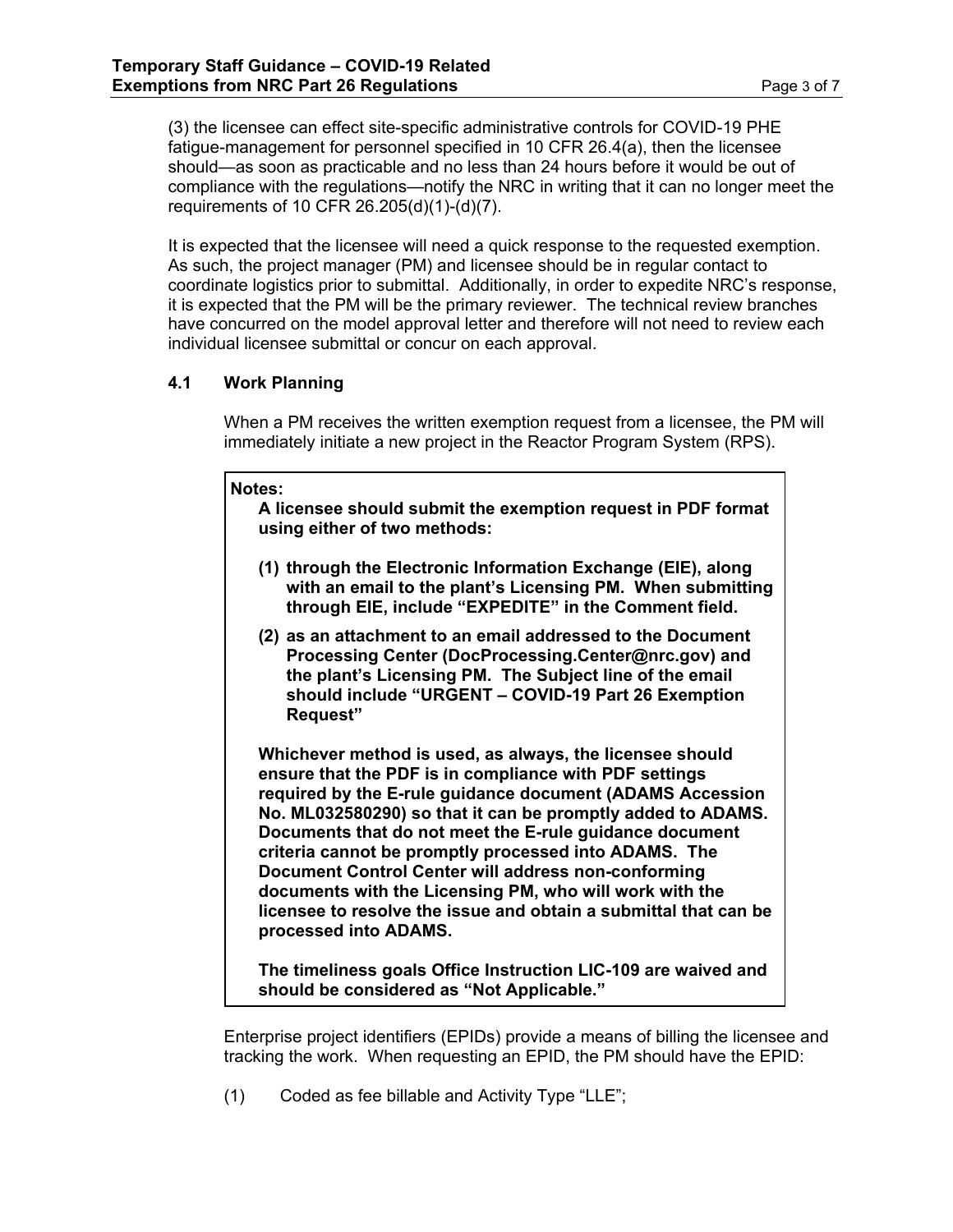(3) the licensee can effect site-specific administrative controls for COVID-19 PHE fatigue-management for personnel specified in 10 CFR 26.4(a), then the licensee should—as soon as practicable and no less than 24 hours before it would be out of compliance with the regulations—notify the NRC in writing that it can no longer meet the requirements of 10 CFR 26.205(d)(1)-(d)(7).

It is expected that the licensee will need a quick response to the requested exemption. As such, the project manager (PM) and licensee should be in regular contact to coordinate logistics prior to submittal. Additionally, in order to expedite NRC's response, it is expected that the PM will be the primary reviewer. The technical review branches have concurred on the model approval letter and therefore will not need to review each individual licensee submittal or concur on each approval.

### 4.1 Work Planning

When a PM receives the written exemption request from a licensee, the PM will immediately initiate a new project in the Reactor Program System (RPS).

**Notes:**

**A licensee should submit the exemption request in PDF format using either of two methods:**

**(1) through the Electronic Information Exchange (EIE), along with an email to the plant's Licensing PM. When submitting through EIE, include "EXPEDITE" in the Comment field.**

**(2) as an attachment to an email addressed to the Document Processing Center (DocProcessing.Center@nrc.gov) and the plant's Licensing PM. The Subject line of the email should include "URGENT – COVID-19 Part 26 Exemption Request"**

**Whichever method is used, as always, the licensee should ensure that the PDF is in compliance with PDF settings required by the E-rule guidance document (ADAMS Accession No. ML032580290) so that it can be promptly added to ADAMS. Documents that do not meet the E-rule guidance document criteria cannot be promptly processed into ADAMS. The Document Control Center will address non-conforming documents with the Licensing PM, who will work with the licensee to resolve the issue and obtain a submittal that can be processed into ADAMS.**

**The timeliness goals Office Instruction LIC-109 are waived and should be considered as "Not Applicable."**

Enterprise project identifiers (EPIDs) provide a means of billing the licensee and tracking the work. When requesting an EPID, the PM should have the EPID:

(1) Coded as fee billable and Activity Type "LLE";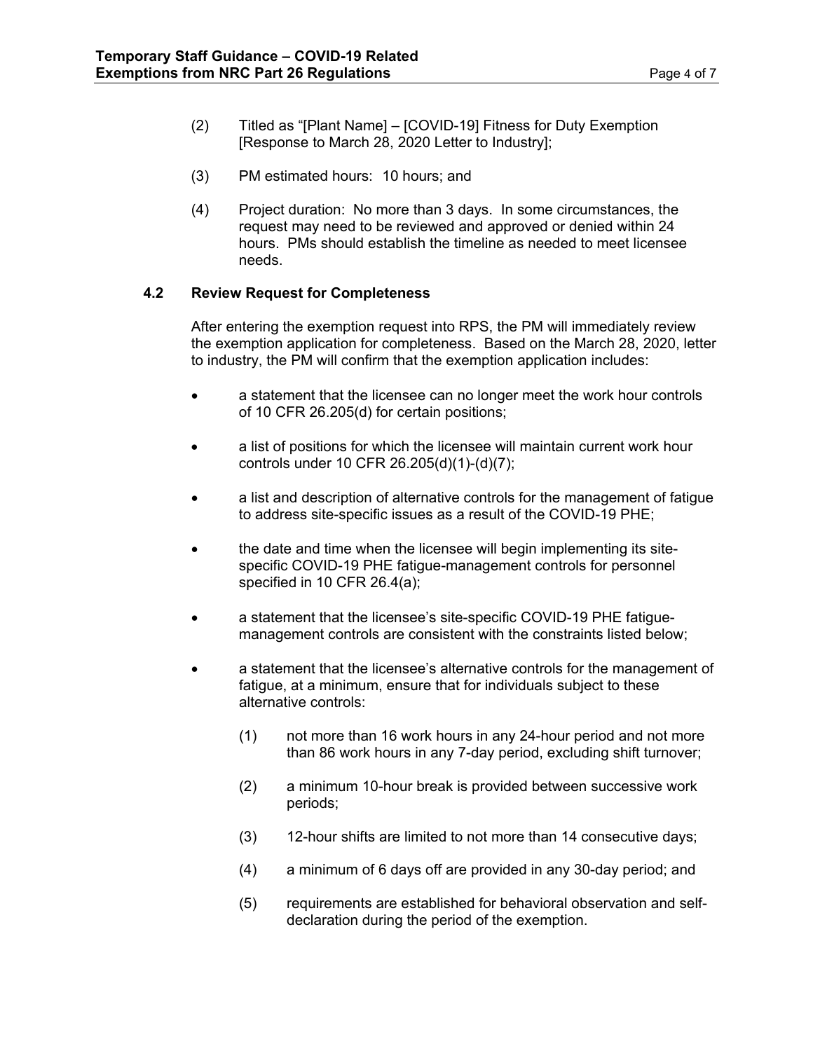(2) Titled as "[Plant Name] – [COVID-19] Fitness for Duty Exemption [Response to March 28, 2020 Letter to Industry];

(3) PM estimated hours: 10 hours; and

(4) Project duration: No more than 3 days. In some circumstances, the request may need to be reviewed and approved or denied within 24 hours. PMs should establish the timeline as needed to meet licensee needs.

### 4.2 Review Request for Completeness

After entering the exemption request into RPS, the PM will immediately review the exemption application for completeness. Based on the March 28, 2020, letter to industry, the PM will confirm that the exemption application includes:

- a statement that the licensee can no longer meet the work hour controls of 10 CFR 26.205(d) for certain positions;
- a list of positions for which the licensee will maintain current work hour controls under 10 CFR 26.205(d)(1)-(d)(7);
- a list and description of alternative controls for the management of fatigue to address site-specific issues as a result of the COVID-19 PHE;
- the date and time when the licensee will begin implementing its site-specific COVID-19 PHE fatigue-management controls for personnel specified in 10 CFR 26.4(a);
- a statement that the licensee's site-specific COVID-19 PHE fatigue-management controls are consistent with the constraints listed below;
- a statement that the licensee's alternative controls for the management of fatigue, at a minimum, ensure that for individuals subject to these alternative controls:

  (1) not more than 16 work hours in any 24-hour period and not more than 86 work hours in any 7-day period, excluding shift turnover;

  (2) a minimum 10-hour break is provided between successive work periods;

  (3) 12-hour shifts are limited to not more than 14 consecutive days;

  (4) a minimum of 6 days off are provided in any 30-day period; and

  (5) requirements are established for behavioral observation and self-declaration during the period of the exemption.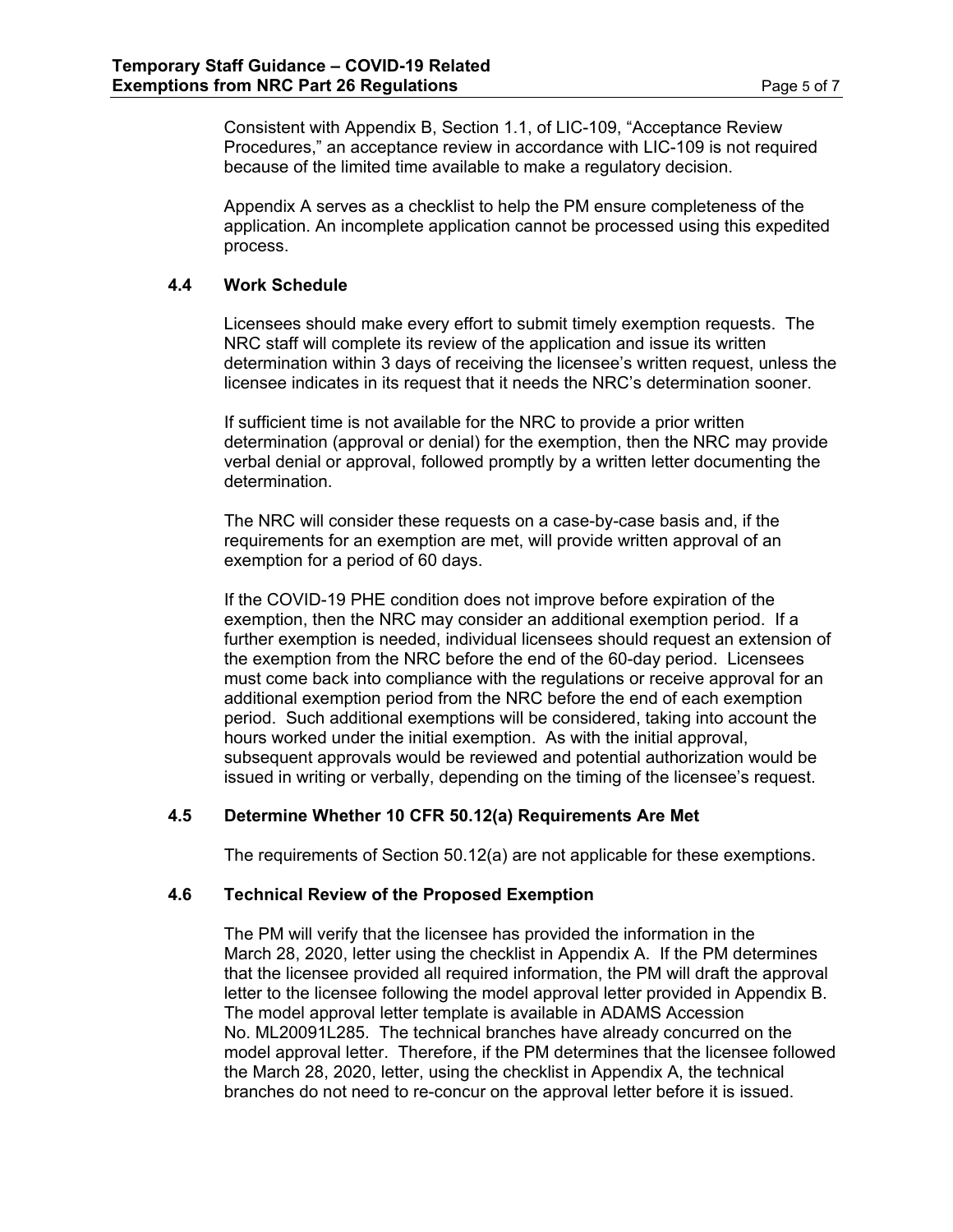Consistent with Appendix B, Section 1.1, of LIC-109, “Acceptance Review Procedures,” an acceptance review in accordance with LIC-109 is not required because of the limited time available to make a regulatory decision.

Appendix A serves as a checklist to help the PM ensure completeness of the application. An incomplete application cannot be processed using this expedited process.

### 4.4 Work Schedule

Licensees should make every effort to submit timely exemption requests. The NRC staff will complete its review of the application and issue its written determination within 3 days of receiving the licensee’s written request, unless the licensee indicates in its request that it needs the NRC’s determination sooner.

If sufficient time is not available for the NRC to provide a prior written determination (approval or denial) for the exemption, then the NRC may provide verbal denial or approval, followed promptly by a written letter documenting the determination.

The NRC will consider these requests on a case-by-case basis and, if the requirements for an exemption are met, will provide written approval of an exemption for a period of 60 days.

If the COVID-19 PHE condition does not improve before expiration of the exemption, then the NRC may consider an additional exemption period. If a further exemption is needed, individual licensees should request an extension of the exemption from the NRC before the end of the 60-day period. Licensees must come back into compliance with the regulations or receive approval for an additional exemption period from the NRC before the end of each exemption period. Such additional exemptions will be considered, taking into account the hours worked under the initial exemption. As with the initial approval, subsequent approvals would be reviewed and potential authorization would be issued in writing or verbally, depending on the timing of the licensee’s request.

### 4.5 Determine Whether 10 CFR 50.12(a) Requirements Are Met

The requirements of Section 50.12(a) are not applicable for these exemptions.

### 4.6 Technical Review of the Proposed Exemption

The PM will verify that the licensee has provided the information in the March 28, 2020, letter using the checklist in Appendix A. If the PM determines that the licensee provided all required information, the PM will draft the approval letter to the licensee following the model approval letter provided in Appendix B. The model approval letter template is available in ADAMS Accession No. ML20091L285. The technical branches have already concurred on the model approval letter. Therefore, if the PM determines that the licensee followed the March 28, 2020, letter, using the checklist in Appendix A, the technical branches do not need to re-concur on the approval letter before it is issued.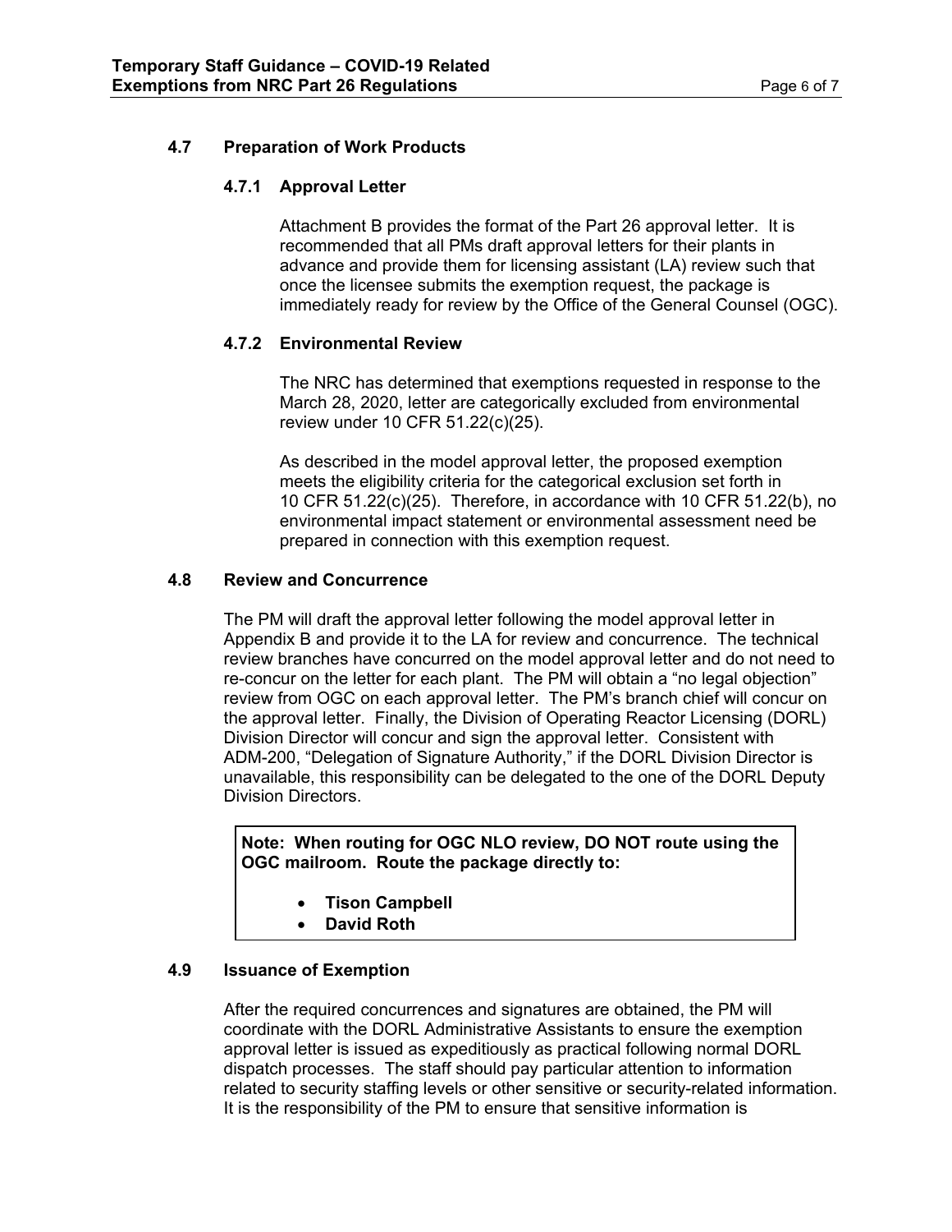### 4.7 Preparation of Work Products

#### 4.7.1 Approval Letter

Attachment B provides the format of the Part 26 approval letter. It is recommended that all PMs draft approval letters for their plants in advance and provide them for licensing assistant (LA) review such that once the licensee submits the exemption request, the package is immediately ready for review by the Office of the General Counsel (OGC).

#### 4.7.2 Environmental Review

The NRC has determined that exemptions requested in response to the March 28, 2020, letter are categorically excluded from environmental review under 10 CFR 51.22(c)(25).

As described in the model approval letter, the proposed exemption meets the eligibility criteria for the categorical exclusion set forth in 10 CFR 51.22(c)(25). Therefore, in accordance with 10 CFR 51.22(b), no environmental impact statement or environmental assessment need be prepared in connection with this exemption request.

### 4.8 Review and Concurrence

The PM will draft the approval letter following the model approval letter in Appendix B and provide it to the LA for review and concurrence. The technical review branches have concurred on the model approval letter and do not need to re-concur on the letter for each plant. The PM will obtain a "no legal objection" review from OGC on each approval letter. The PM's branch chief will concur on the approval letter. Finally, the Division of Operating Reactor Licensing (DORL) Division Director will concur and sign the approval letter. Consistent with ADM-200, "Delegation of Signature Authority," if the DORL Division Director is unavailable, this responsibility can be delegated to the one of the DORL Deputy Division Directors.

> **Note: When routing for OGC NLO review, DO NOT route using the OGC mailroom. Route the package directly to:**
>
> - **Tison Campbell**
> - **David Roth**

### 4.9 Issuance of Exemption

After the required concurrences and signatures are obtained, the PM will coordinate with the DORL Administrative Assistants to ensure the exemption approval letter is issued as expeditiously as practical following normal DORL dispatch processes. The staff should pay particular attention to information related to security staffing levels or other sensitive or security-related information. It is the responsibility of the PM to ensure that sensitive information is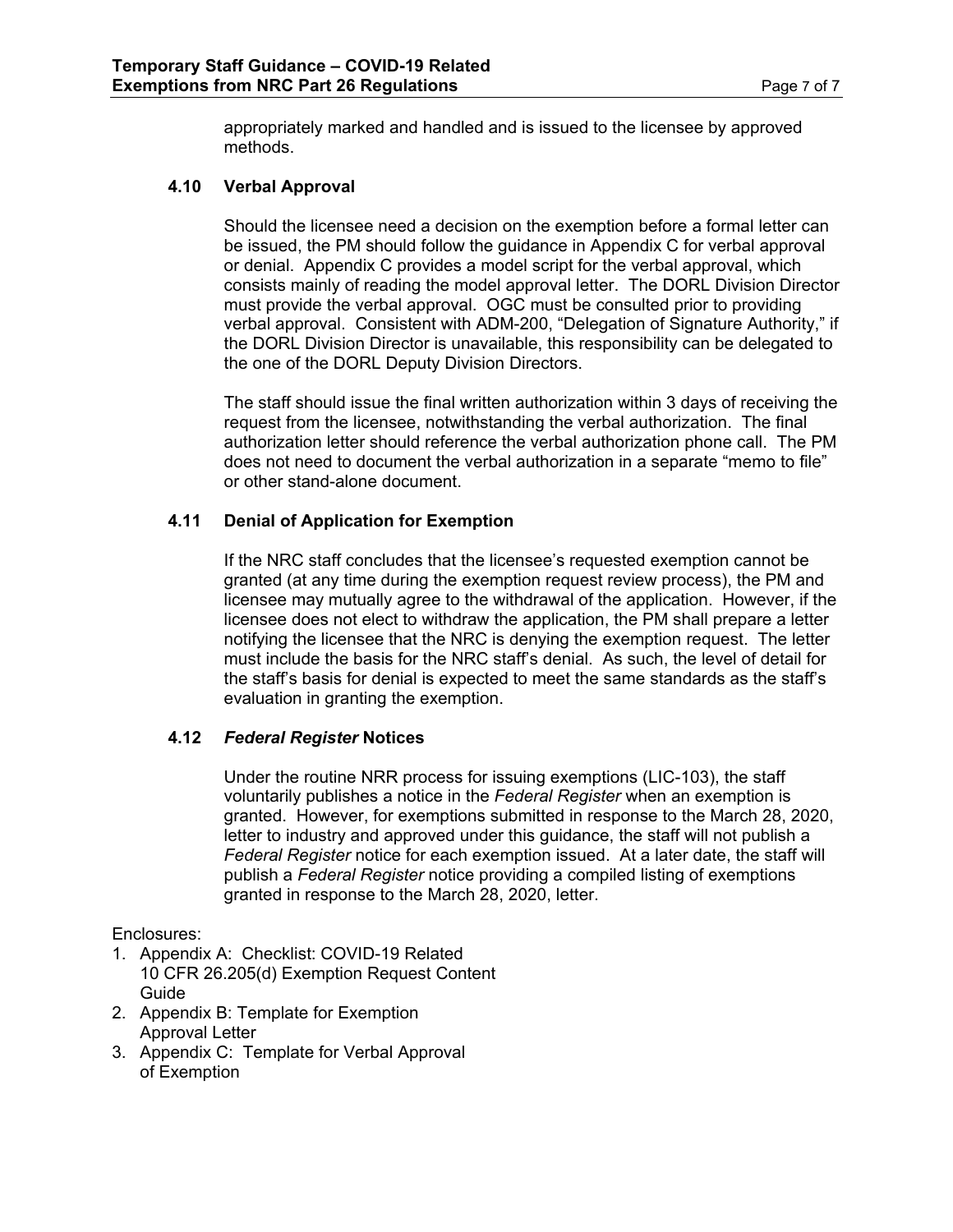appropriately marked and handled and is issued to the licensee by approved methods.

### 4.10 Verbal Approval

Should the licensee need a decision on the exemption before a formal letter can be issued, the PM should follow the guidance in Appendix C for verbal approval or denial. Appendix C provides a model script for the verbal approval, which consists mainly of reading the model approval letter. The DORL Division Director must provide the verbal approval. OGC must be consulted prior to providing verbal approval. Consistent with ADM-200, "Delegation of Signature Authority," if the DORL Division Director is unavailable, this responsibility can be delegated to the one of the DORL Deputy Division Directors.

The staff should issue the final written authorization within 3 days of receiving the request from the licensee, notwithstanding the verbal authorization. The final authorization letter should reference the verbal authorization phone call. The PM does not need to document the verbal authorization in a separate "memo to file" or other stand-alone document.

### 4.11 Denial of Application for Exemption

If the NRC staff concludes that the licensee's requested exemption cannot be granted (at any time during the exemption request review process), the PM and licensee may mutually agree to the withdrawal of the application. However, if the licensee does not elect to withdraw the application, the PM shall prepare a letter notifying the licensee that the NRC is denying the exemption request. The letter must include the basis for the NRC staff's denial. As such, the level of detail for the staff's basis for denial is expected to meet the same standards as the staff's evaluation in granting the exemption.

### 4.12 *Federal Register* Notices

Under the routine NRR process for issuing exemptions (LIC-103), the staff voluntarily publishes a notice in the *Federal Register* when an exemption is granted. However, for exemptions submitted in response to the March 28, 2020, letter to industry and approved under this guidance, the staff will not publish a *Federal Register* notice for each exemption issued. At a later date, the staff will publish a *Federal Register* notice providing a compiled listing of exemptions granted in response to the March 28, 2020, letter.

Enclosures:

1. Appendix A: Checklist: COVID-19 Related 10 CFR 26.205(d) Exemption Request Content Guide
2. Appendix B: Template for Exemption Approval Letter
3. Appendix C: Template for Verbal Approval of Exemption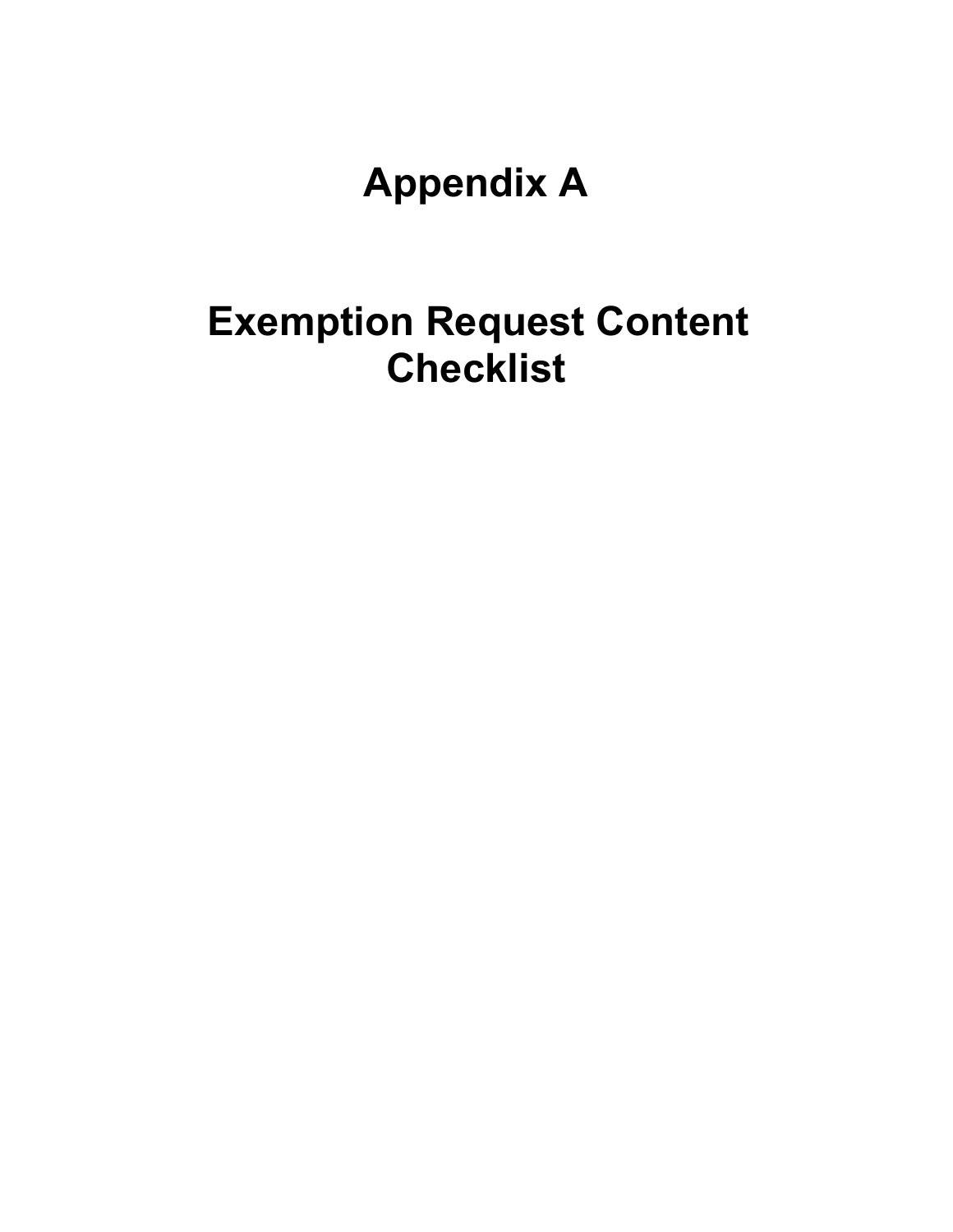# Appendix A

# Exemption Request Content Checklist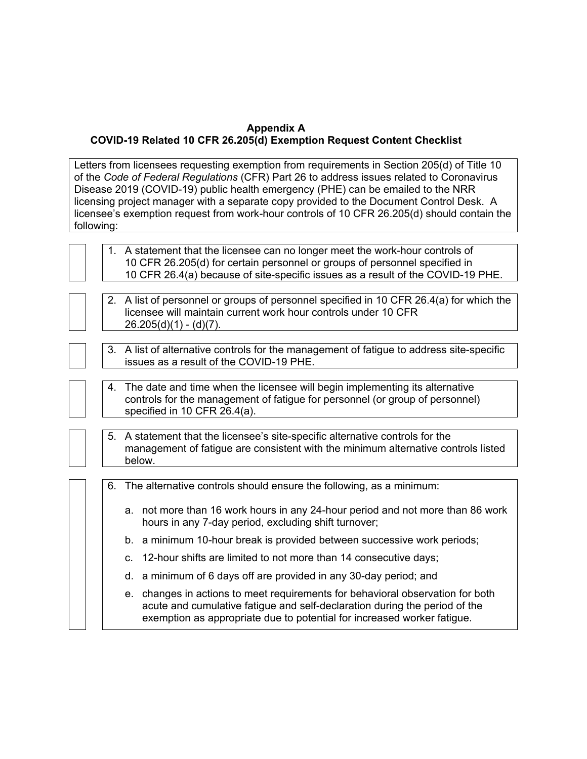## Appendix A
## COVID-19 Related 10 CFR 26.205(d) Exemption Request Content Checklist

Letters from licensees requesting exemption from requirements in Section 205(d) of Title 10 of the *Code of Federal Regulations* (CFR) Part 26 to address issues related to Coronavirus Disease 2019 (COVID-19) public health emergency (PHE) can be emailed to the NRR licensing project manager with a separate copy provided to the Document Control Desk. A licensee's exemption request from work-hour controls of 10 CFR 26.205(d) should contain the following:

- [ ] 1. A statement that the licensee can no longer meet the work-hour controls of 10 CFR 26.205(d) for certain personnel or groups of personnel specified in 10 CFR 26.4(a) because of site-specific issues as a result of the COVID-19 PHE.

- [ ] 2. A list of personnel or groups of personnel specified in 10 CFR 26.4(a) for which the licensee will maintain current work hour controls under 10 CFR 26.205(d)(1) - (d)(7).

- [ ] 3. A list of alternative controls for the management of fatigue to address site-specific issues as a result of the COVID-19 PHE.

- [ ] 4. The date and time when the licensee will begin implementing its alternative controls for the management of fatigue for personnel (or group of personnel) specified in 10 CFR 26.4(a).

- [ ] 5. A statement that the licensee's site-specific alternative controls for the management of fatigue are consistent with the minimum alternative controls listed below.

- [ ] 6. The alternative controls should ensure the following, as a minimum:

   a. not more than 16 work hours in any 24-hour period and not more than 86 work hours in any 7-day period, excluding shift turnover;

   b. a minimum 10-hour break is provided between successive work periods;

   c. 12-hour shifts are limited to not more than 14 consecutive days;

   d. a minimum of 6 days off are provided in any 30-day period; and

   e. changes in actions to meet requirements for behavioral observation for both acute and cumulative fatigue and self-declaration during the period of the exemption as appropriate due to potential for increased worker fatigue.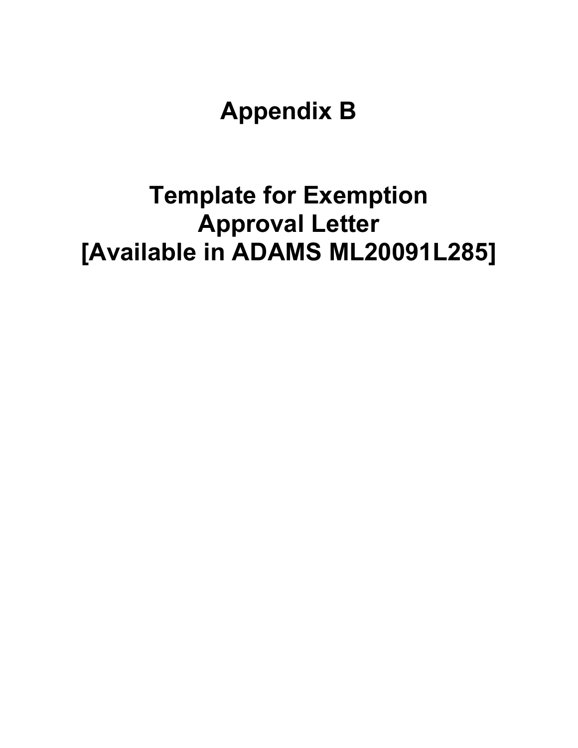# Appendix B

# Template for Exemption Approval Letter [Available in ADAMS ML20091L285]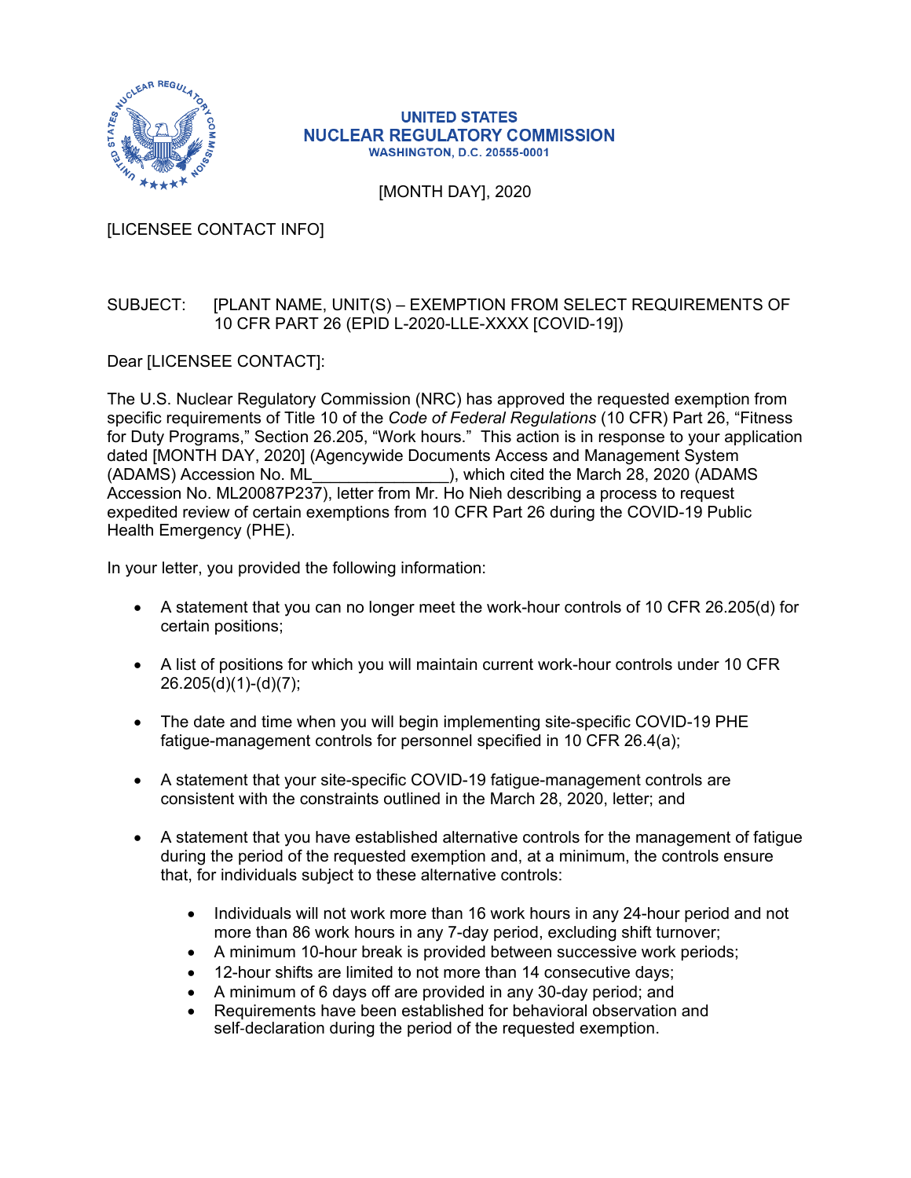UNITED STATES
NUCLEAR REGULATORY COMMISSION
WASHINGTON, D.C. 20555-0001

[MONTH DAY], 2020

[LICENSEE CONTACT INFO]

SUBJECT: [PLANT NAME, UNIT(S) – EXEMPTION FROM SELECT REQUIREMENTS OF 10 CFR PART 26 (EPID L-2020-LLE-XXXX [COVID-19])

Dear [LICENSEE CONTACT]:

The U.S. Nuclear Regulatory Commission (NRC) has approved the requested exemption from specific requirements of Title 10 of the *Code of Federal Regulations* (10 CFR) Part 26, "Fitness for Duty Programs," Section 26.205, "Work hours." This action is in response to your application dated [MONTH DAY, 2020] (Agencywide Documents Access and Management System (ADAMS) Accession No. ML_______________), which cited the March 28, 2020 (ADAMS Accession No. ML20087P237), letter from Mr. Ho Nieh describing a process to request expedited review of certain exemptions from 10 CFR Part 26 during the COVID-19 Public Health Emergency (PHE).

In your letter, you provided the following information:

- A statement that you can no longer meet the work-hour controls of 10 CFR 26.205(d) for certain positions;
- A list of positions for which you will maintain current work-hour controls under 10 CFR 26.205(d)(1)-(d)(7);
- The date and time when you will begin implementing site-specific COVID-19 PHE fatigue-management controls for personnel specified in 10 CFR 26.4(a);
- A statement that your site-specific COVID-19 fatigue-management controls are consistent with the constraints outlined in the March 28, 2020, letter; and
- A statement that you have established alternative controls for the management of fatigue during the period of the requested exemption and, at a minimum, the controls ensure that, for individuals subject to these alternative controls:
  - Individuals will not work more than 16 work hours in any 24-hour period and not more than 86 work hours in any 7-day period, excluding shift turnover;
  - A minimum 10-hour break is provided between successive work periods;
  - 12-hour shifts are limited to not more than 14 consecutive days;
  - A minimum of 6 days off are provided in any 30-day period; and
  - Requirements have been established for behavioral observation and self-declaration during the period of the requested exemption.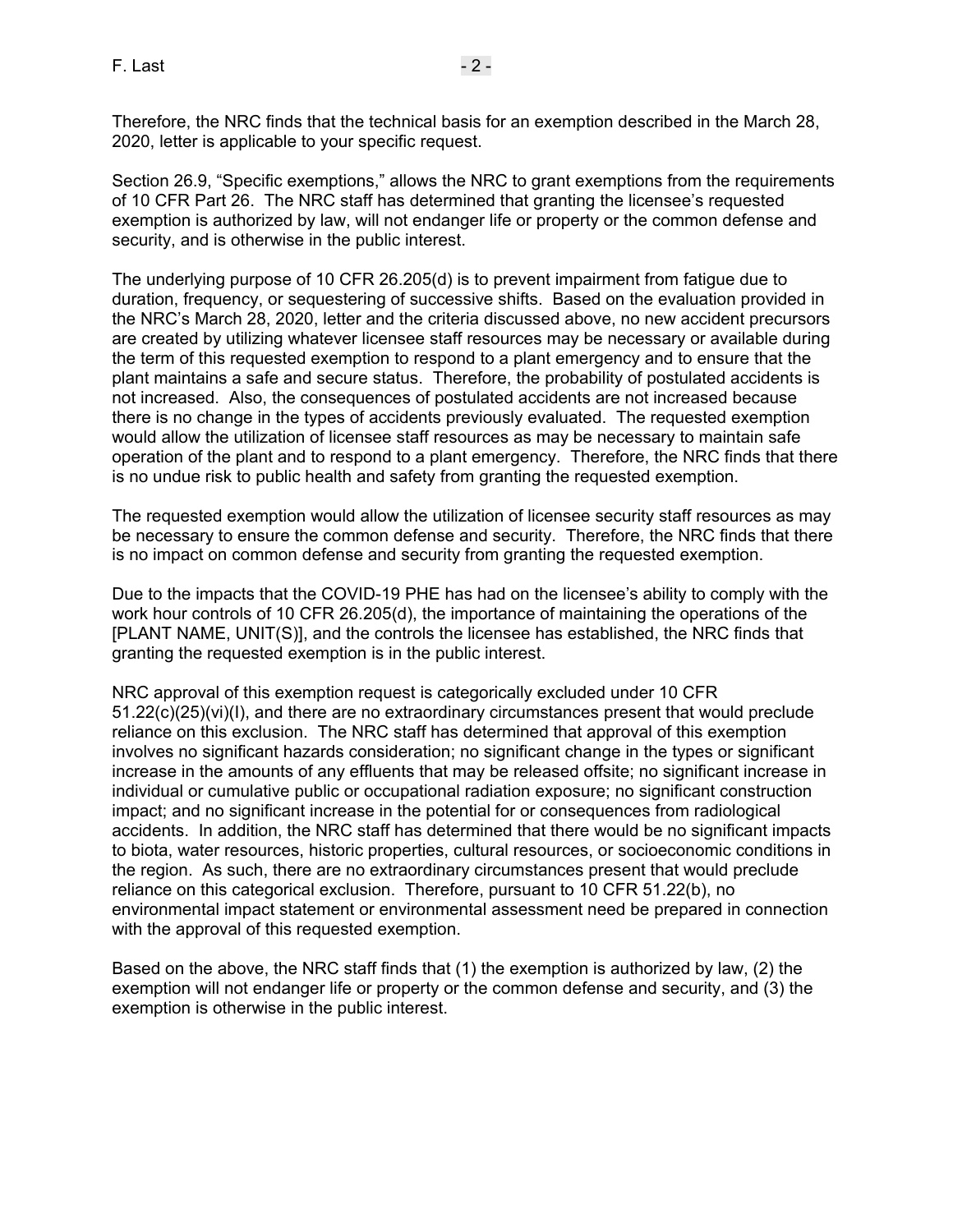Therefore, the NRC finds that the technical basis for an exemption described in the March 28, 2020, letter is applicable to your specific request.

Section 26.9, "Specific exemptions," allows the NRC to grant exemptions from the requirements of 10 CFR Part 26. The NRC staff has determined that granting the licensee's requested exemption is authorized by law, will not endanger life or property or the common defense and security, and is otherwise in the public interest.

The underlying purpose of 10 CFR 26.205(d) is to prevent impairment from fatigue due to duration, frequency, or sequestering of successive shifts. Based on the evaluation provided in the NRC's March 28, 2020, letter and the criteria discussed above, no new accident precursors are created by utilizing whatever licensee staff resources may be necessary or available during the term of this requested exemption to respond to a plant emergency and to ensure that the plant maintains a safe and secure status. Therefore, the probability of postulated accidents is not increased. Also, the consequences of postulated accidents are not increased because there is no change in the types of accidents previously evaluated. The requested exemption would allow the utilization of licensee staff resources as may be necessary to maintain safe operation of the plant and to respond to a plant emergency. Therefore, the NRC finds that there is no undue risk to public health and safety from granting the requested exemption.

The requested exemption would allow the utilization of licensee security staff resources as may be necessary to ensure the common defense and security. Therefore, the NRC finds that there is no impact on common defense and security from granting the requested exemption.

Due to the impacts that the COVID-19 PHE has had on the licensee's ability to comply with the work hour controls of 10 CFR 26.205(d), the importance of maintaining the operations of the [PLANT NAME, UNIT(S)], and the controls the licensee has established, the NRC finds that granting the requested exemption is in the public interest.

NRC approval of this exemption request is categorically excluded under 10 CFR 51.22(c)(25)(vi)(I), and there are no extraordinary circumstances present that would preclude reliance on this exclusion. The NRC staff has determined that approval of this exemption involves no significant hazards consideration; no significant change in the types or significant increase in the amounts of any effluents that may be released offsite; no significant increase in individual or cumulative public or occupational radiation exposure; no significant construction impact; and no significant increase in the potential for or consequences from radiological accidents. In addition, the NRC staff has determined that there would be no significant impacts to biota, water resources, historic properties, cultural resources, or socioeconomic conditions in the region. As such, there are no extraordinary circumstances present that would preclude reliance on this categorical exclusion. Therefore, pursuant to 10 CFR 51.22(b), no environmental impact statement or environmental assessment need be prepared in connection with the approval of this requested exemption.

Based on the above, the NRC staff finds that (1) the exemption is authorized by law, (2) the exemption will not endanger life or property or the common defense and security, and (3) the exemption is otherwise in the public interest.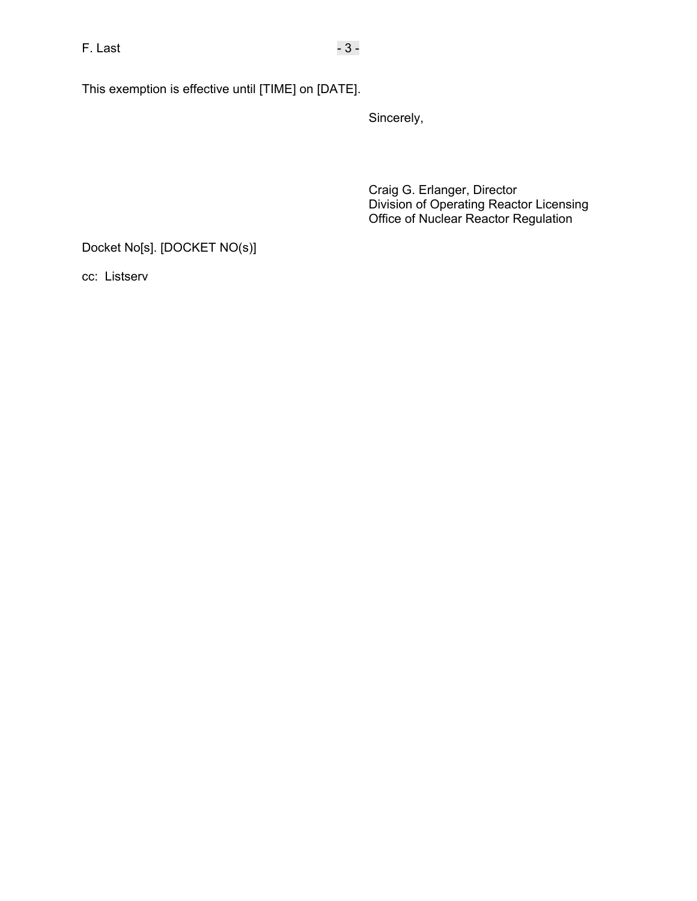This exemption is effective until [TIME] on [DATE].

Sincerely,

Craig G. Erlanger, Director
Division of Operating Reactor Licensing
Office of Nuclear Reactor Regulation

Docket No[s]. [DOCKET NO(s)]

cc: Listserv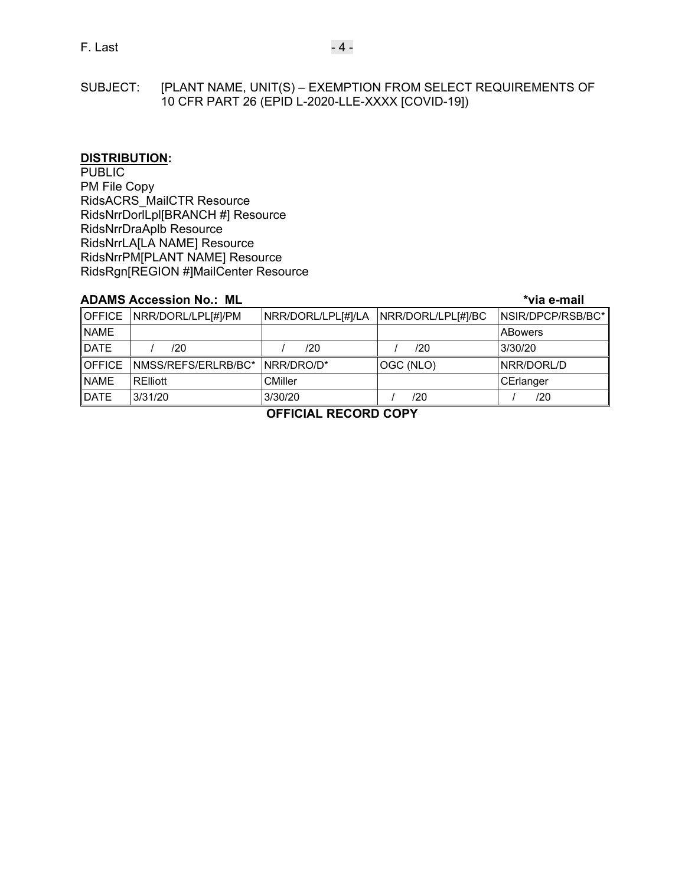SUBJECT: [PLANT NAME, UNIT(S) – EXEMPTION FROM SELECT REQUIREMENTS OF 10 CFR PART 26 (EPID L-2020-LLE-XXXX [COVID-19])

**DISTRIBUTION:**

PUBLIC
PM File Copy
RidsACRS_MailCTR Resource
RidsNrrDorlLpl[BRANCH #] Resource
RidsNrrDraAplb Resource
RidsNrrLA[LA NAME] Resource
RidsNrrPM[PLANT NAME] Resource
RidsRgn[REGION #]MailCenter Resource

**ADAMS Accession No.: ML** **\*via e-mail**

| OFFICE | NRR/DORL/LPL[#]/PM | NRR/DORL/LPL[#]/LA | NRR/DORL/LPL[#]/BC | NSIR/DPCP/RSB/BC* |
|---|---|---|---|---|
| NAME | | | | ABowers |
| DATE | / /20 | / /20 | / /20 | 3/30/20 |
| OFFICE | NMSS/REFS/ERLRB/BC* | NRR/DRO/D* | OGC (NLO) | NRR/DORL/D |
| NAME | RElliott | CMiller | | CErlanger |
| DATE | 3/31/20 | 3/30/20 | / /20 | / /20 |

**OFFICIAL RECORD COPY**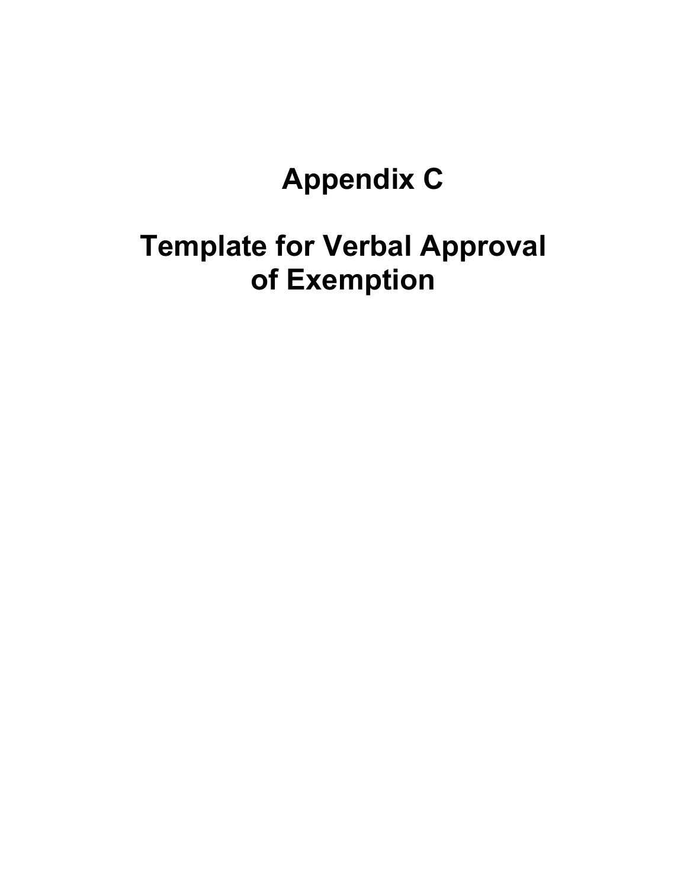# Appendix C

# Template for Verbal Approval of Exemption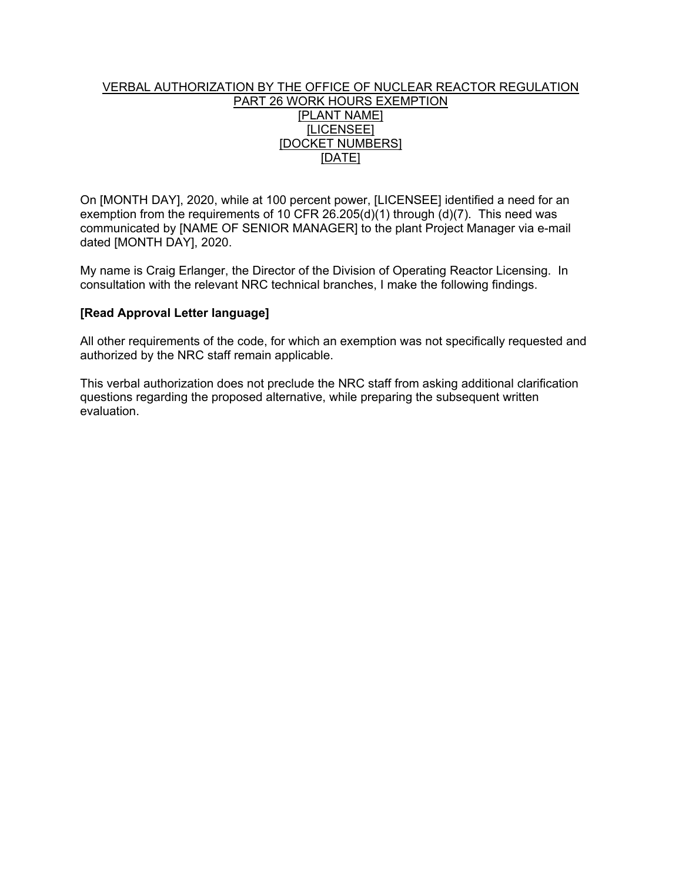<u>VERBAL AUTHORIZATION BY THE OFFICE OF NUCLEAR REACTOR REGULATION</u>
<u>PART 26 WORK HOURS EXEMPTION</u>
<u>[PLANT NAME]</u>
<u>[LICENSEE]</u>
<u>[DOCKET NUMBERS]</u>
<u>[DATE]</u>

On [MONTH DAY], 2020, while at 100 percent power, [LICENSEE] identified a need for an exemption from the requirements of 10 CFR 26.205(d)(1) through (d)(7). This need was communicated by [NAME OF SENIOR MANAGER] to the plant Project Manager via e-mail dated [MONTH DAY], 2020.

My name is Craig Erlanger, the Director of the Division of Operating Reactor Licensing. In consultation with the relevant NRC technical branches, I make the following findings.

**[Read Approval Letter language]**

All other requirements of the code, for which an exemption was not specifically requested and authorized by the NRC staff remain applicable.

This verbal authorization does not preclude the NRC staff from asking additional clarification questions regarding the proposed alternative, while preparing the subsequent written evaluation.